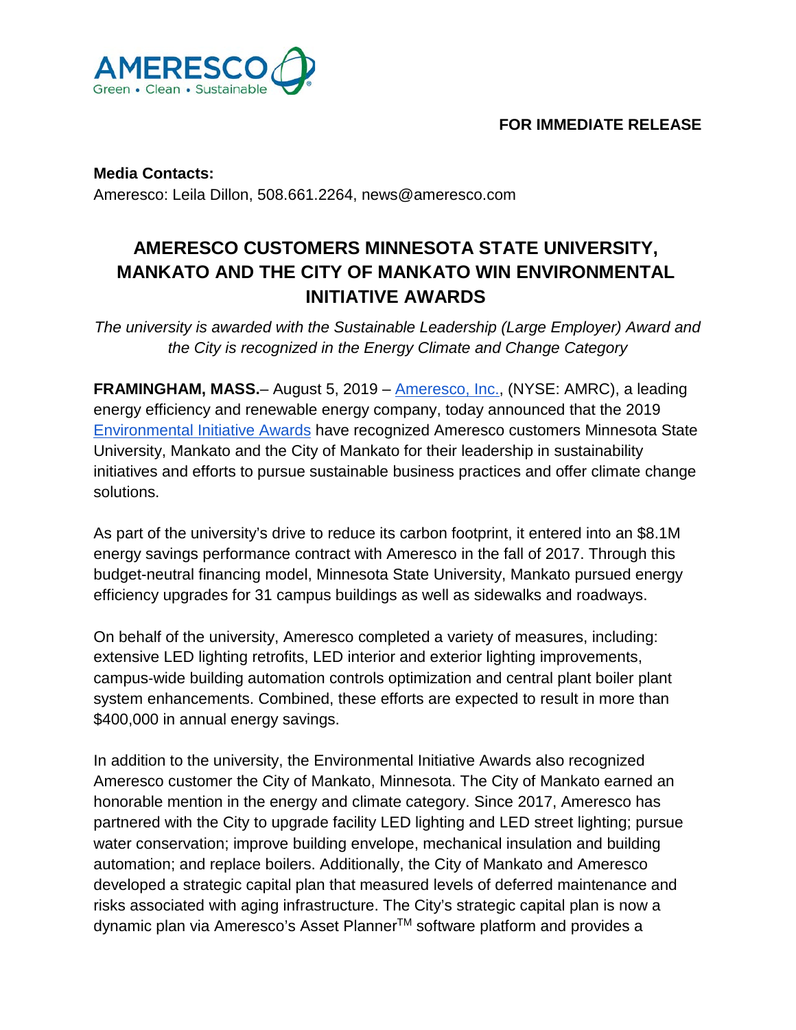AMERESCO
Green • Clean • Sustainable

**FOR IMMEDIATE RELEASE**

**Media Contacts:**
Ameresco: Leila Dillon, 508.661.2264, news@ameresco.com

# AMERESCO CUSTOMERS MINNESOTA STATE UNIVERSITY, MANKATO AND THE CITY OF MANKATO WIN ENVIRONMENTAL INITIATIVE AWARDS

*The university is awarded with the Sustainable Leadership (Large Employer) Award and the City is recognized in the Energy Climate and Change Category*

**FRAMINGHAM, MASS.**– August 5, 2019 – Ameresco, Inc., (NYSE: AMRC), a leading energy efficiency and renewable energy company, today announced that the 2019 Environmental Initiative Awards have recognized Ameresco customers Minnesota State University, Mankato and the City of Mankato for their leadership in sustainability initiatives and efforts to pursue sustainable business practices and offer climate change solutions.

As part of the university's drive to reduce its carbon footprint, it entered into an $8.1M energy savings performance contract with Ameresco in the fall of 2017. Through this budget-neutral financing model, Minnesota State University, Mankato pursued energy efficiency upgrades for 31 campus buildings as well as sidewalks and roadways.

On behalf of the university, Ameresco completed a variety of measures, including: extensive LED lighting retrofits, LED interior and exterior lighting improvements, campus-wide building automation controls optimization and central plant boiler plant system enhancements. Combined, these efforts are expected to result in more than $400,000 in annual energy savings.

In addition to the university, the Environmental Initiative Awards also recognized Ameresco customer the City of Mankato, Minnesota. The City of Mankato earned an honorable mention in the energy and climate category. Since 2017, Ameresco has partnered with the City to upgrade facility LED lighting and LED street lighting; pursue water conservation; improve building envelope, mechanical insulation and building automation; and replace boilers. Additionally, the City of Mankato and Ameresco developed a strategic capital plan that measured levels of deferred maintenance and risks associated with aging infrastructure. The City's strategic capital plan is now a dynamic plan via Ameresco's Asset Planner™ software platform and provides a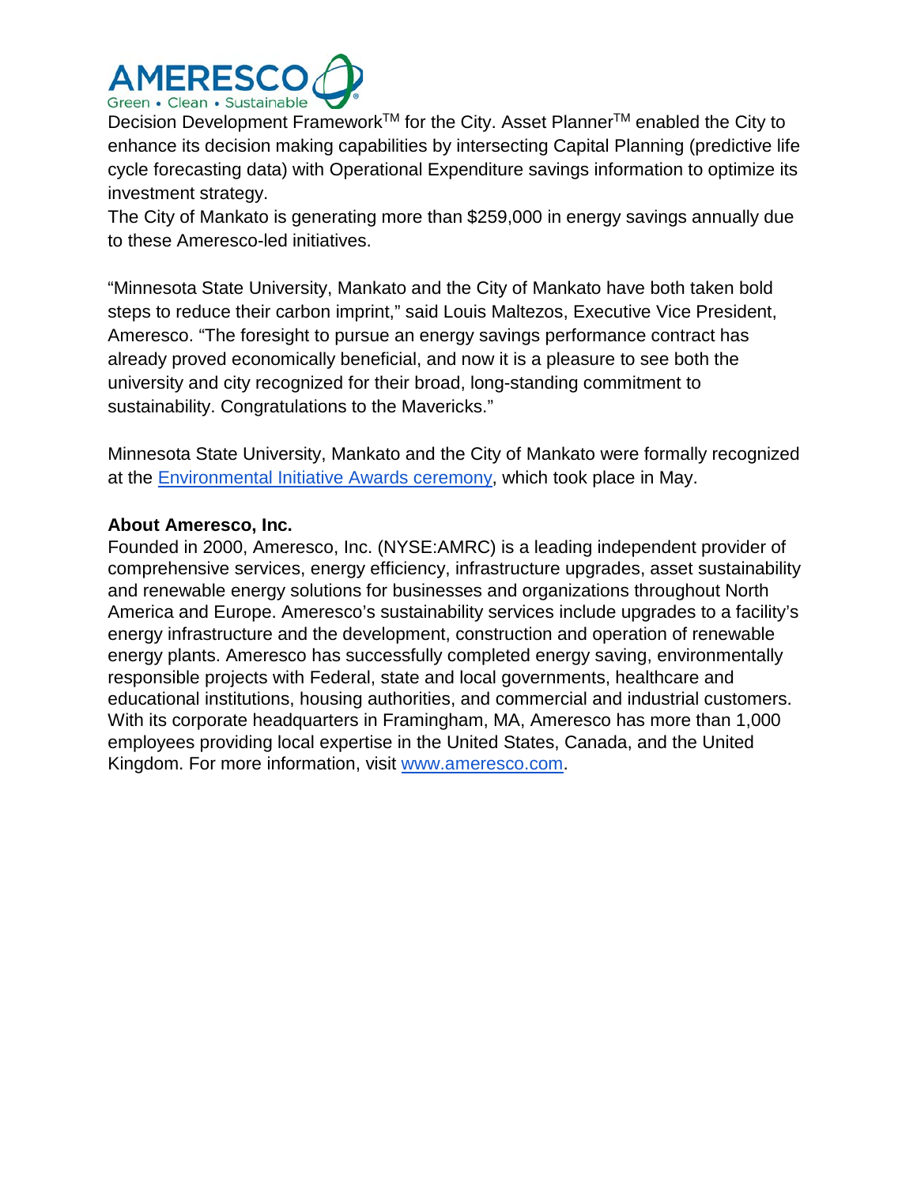Decision Development Framework™ for the City. Asset Planner™ enabled the City to enhance its decision making capabilities by intersecting Capital Planning (predictive life cycle forecasting data) with Operational Expenditure savings information to optimize its investment strategy.

The City of Mankato is generating more than $259,000 in energy savings annually due to these Ameresco-led initiatives.

"Minnesota State University, Mankato and the City of Mankato have both taken bold steps to reduce their carbon imprint," said Louis Maltezos, Executive Vice President, Ameresco. "The foresight to pursue an energy savings performance contract has already proved economically beneficial, and now it is a pleasure to see both the university and city recognized for their broad, long-standing commitment to sustainability. Congratulations to the Mavericks."

Minnesota State University, Mankato and the City of Mankato were formally recognized at the [Environmental Initiative Awards ceremony](), which took place in May.

**About Ameresco, Inc.**

Founded in 2000, Ameresco, Inc. (NYSE:AMRC) is a leading independent provider of comprehensive services, energy efficiency, infrastructure upgrades, asset sustainability and renewable energy solutions for businesses and organizations throughout North America and Europe. Ameresco's sustainability services include upgrades to a facility's energy infrastructure and the development, construction and operation of renewable energy plants. Ameresco has successfully completed energy saving, environmentally responsible projects with Federal, state and local governments, healthcare and educational institutions, housing authorities, and commercial and industrial customers. With its corporate headquarters in Framingham, MA, Ameresco has more than 1,000 employees providing local expertise in the United States, Canada, and the United Kingdom. For more information, visit [www.ameresco.com](www.ameresco.com).